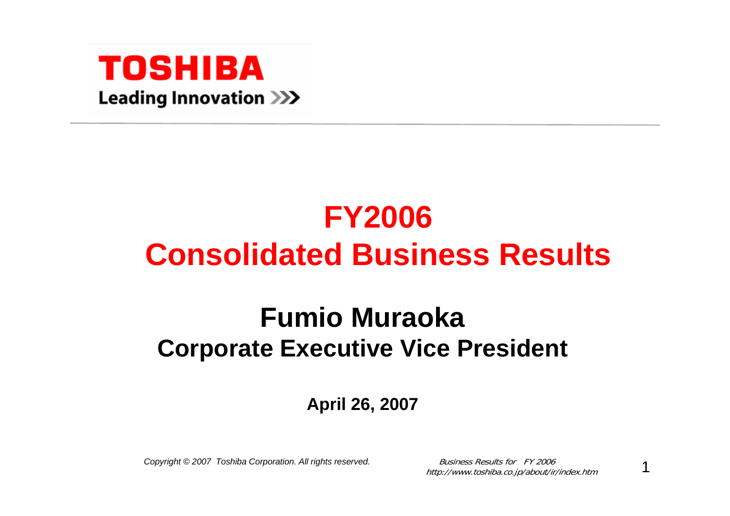TOSHIBA

Leading Innovation >>>

# FY2006 Consolidated Business Results

## Fumio Muraoka

### Corporate Executive Vice President

**April 26, 2007**

*Copyright © 2007 Toshiba Corporation. All rights reserved.*

*Business Results for FY 2006*
*http://www.toshiba.co.jp/about/ir/index.htm*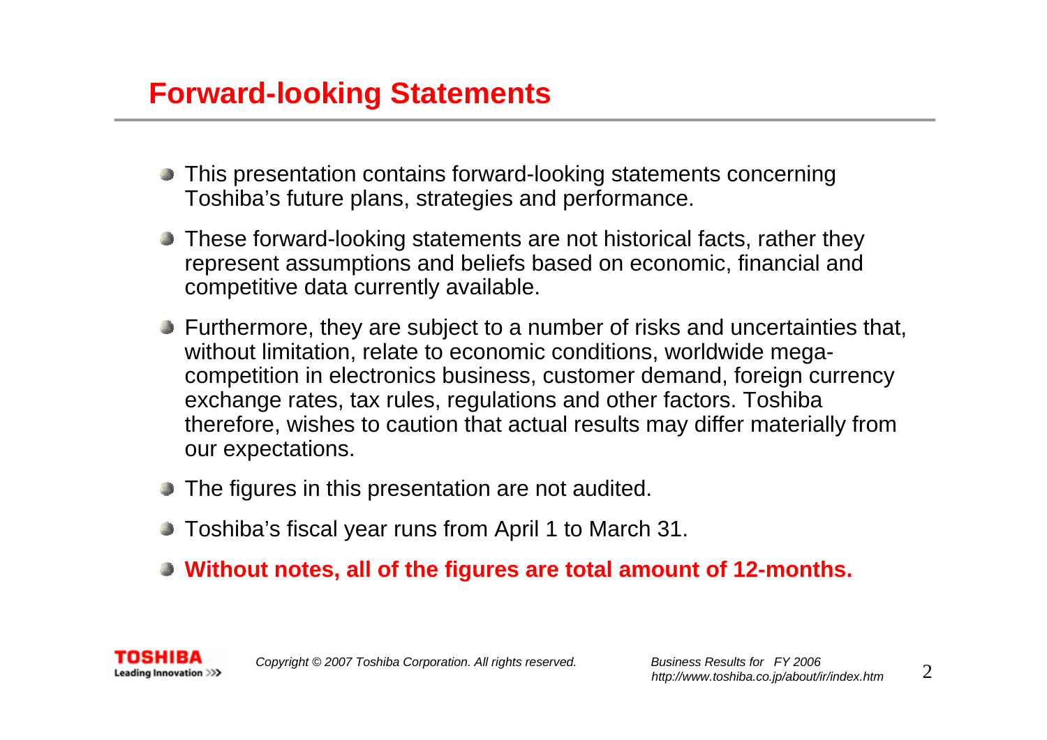# Forward-looking Statements

- This presentation contains forward-looking statements concerning Toshiba's future plans, strategies and performance.
- These forward-looking statements are not historical facts, rather they represent assumptions and beliefs based on economic, financial and competitive data currently available.
- Furthermore, they are subject to a number of risks and uncertainties that, without limitation, relate to economic conditions, worldwide mega-competition in electronics business, customer demand, foreign currency exchange rates, tax rules, regulations and other factors. Toshiba therefore, wishes to caution that actual results may differ materially from our expectations.
- The figures in this presentation are not audited.
- Toshiba's fiscal year runs from April 1 to March 31.
- **Without notes, all of the figures are total amount of 12-months.**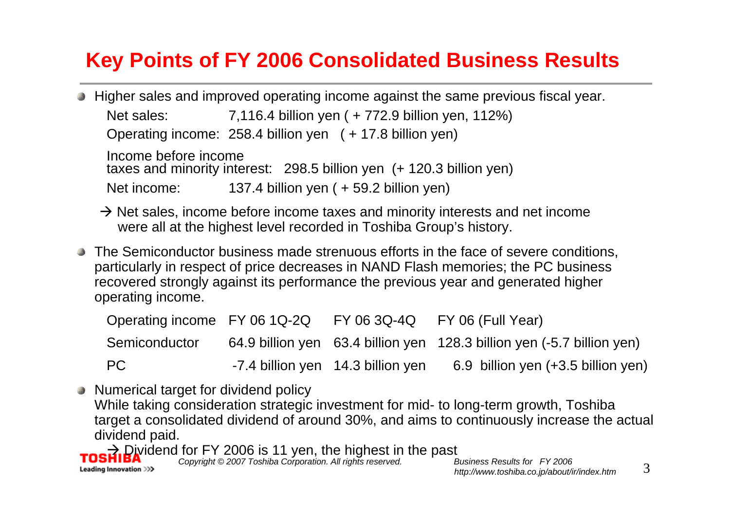# Key Points of FY 2006 Consolidated Business Results

- Higher sales and improved operating income against the same previous fiscal year.

  Net sales: 7,116.4 billion yen ( + 772.9 billion yen, 112%)

  Operating income: 258.4 billion yen ( + 17.8 billion yen)

  Income before income taxes and minority interest: 298.5 billion yen (+ 120.3 billion yen)

  Net income: 137.4 billion yen ( + 59.2 billion yen)

  → Net sales, income before income taxes and minority interests and net income were all at the highest level recorded in Toshiba Group's history.

- The Semiconductor business made strenuous efforts in the face of severe conditions, particularly in respect of price decreases in NAND Flash memories; the PC business recovered strongly against its performance the previous year and generated higher operating income.

| Operating income | FY 06 1Q-2Q | FY 06 3Q-4Q | FY 06 (Full Year) |
|---|---|---|---|
| Semiconductor | 64.9 billion yen | 63.4 billion yen | 128.3 billion yen (-5.7 billion yen) |
| PC | -7.4 billion yen | 14.3 billion yen | 6.9 billion yen (+3.5 billion yen) |

- Numerical target for dividend policy
  While taking consideration strategic investment for mid- to long-term growth, Toshiba target a consolidated dividend of around 30%, and aims to continuously increase the actual dividend paid.

  → Dividend for FY 2006 is 11 yen, the highest in the past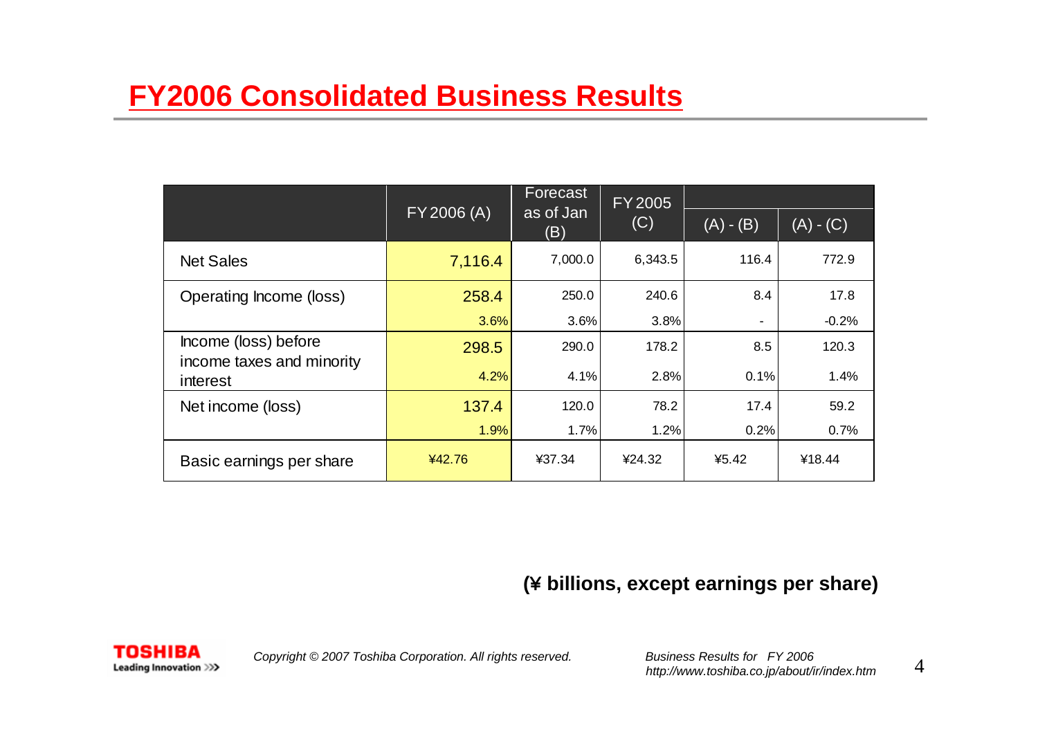# FY2006 Consolidated Business Results

| | FY2006 (A) | Forecast as of Jan (B) | FY2005 (C) | (A) - (B) | (A) - (C) |
|---|---|---|---|---|---|
| Net Sales | 7,116.4 | 7,000.0 | 6,343.5 | 116.4 | 772.9 |
| Operating Income (loss) | 258.4 | 250.0 | 240.6 | 8.4 | 17.8 |
| | 3.6% | 3.6% | 3.8% | - | -0.2% |
| Income (loss) before income taxes and minority interest | 298.5 | 290.0 | 178.2 | 8.5 | 120.3 |
| | 4.2% | 4.1% | 2.8% | 0.1% | 1.4% |
| Net income (loss) | 137.4 | 120.0 | 78.2 | 17.4 | 59.2 |
| | 1.9% | 1.7% | 1.2% | 0.2% | 0.7% |
| Basic earnings per share | ¥42.76 | ¥37.34 | ¥24.32 | ¥5.42 | ¥18.44 |

**(¥ billions, except earnings per share)**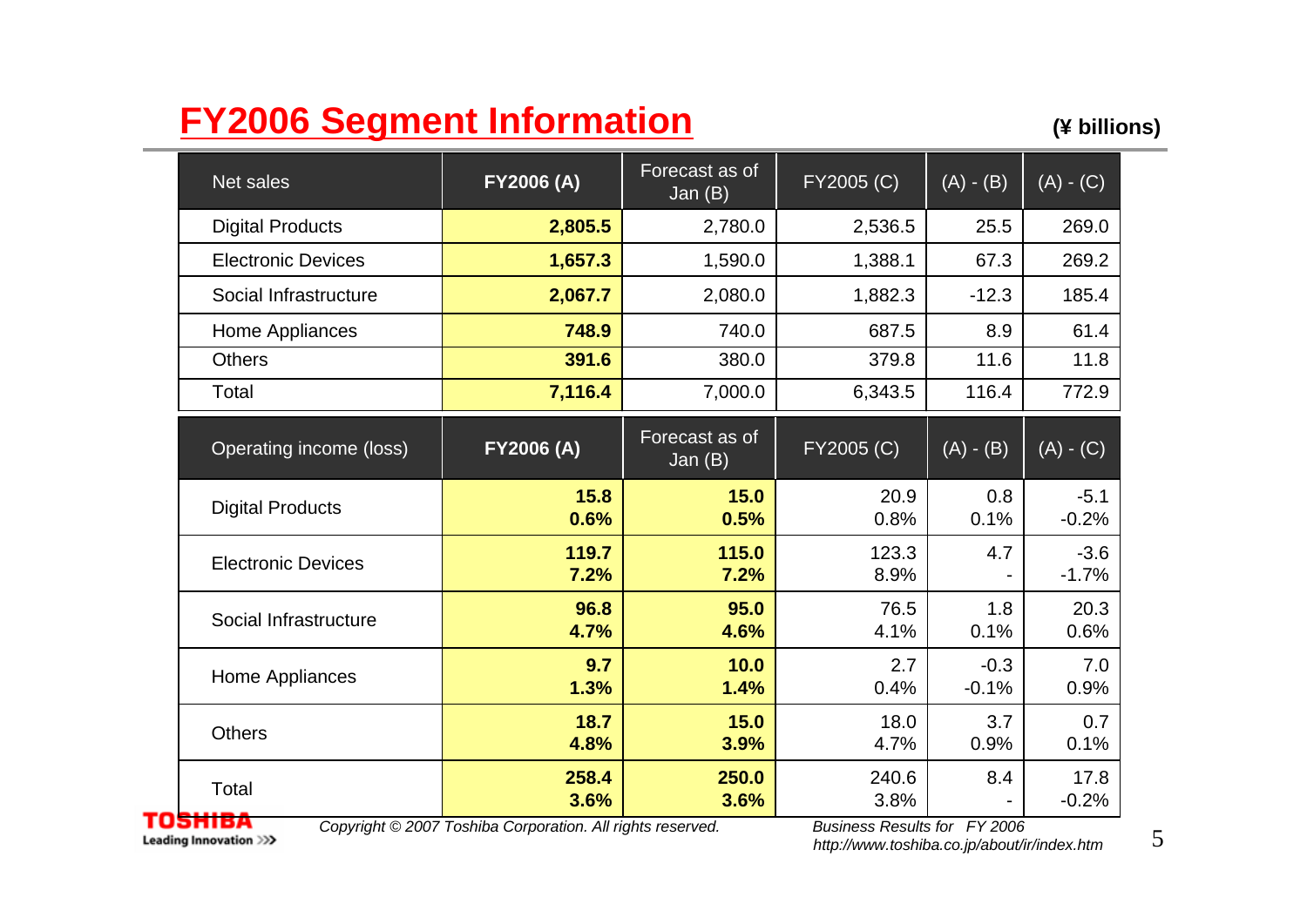# FY2006 Segment Information

(¥ billions)

| Net sales | FY2006 (A) | Forecast as of Jan (B) | FY2005 (C) | (A) - (B) | (A) - (C) |
|---|---|---|---|---|---|
| Digital Products | **2,805.5** | 2,780.0 | 2,536.5 | 25.5 | 269.0 |
| Electronic Devices | **1,657.3** | 1,590.0 | 1,388.1 | 67.3 | 269.2 |
| Social Infrastructure | **2,067.7** | 2,080.0 | 1,882.3 | -12.3 | 185.4 |
| Home Appliances | **748.9** | 740.0 | 687.5 | 8.9 | 61.4 |
| Others | **391.6** | 380.0 | 379.8 | 11.6 | 11.8 |
| Total | **7,116.4** | 7,000.0 | 6,343.5 | 116.4 | 772.9 |

| Operating income (loss) | FY2006 (A) | Forecast as of Jan (B) | FY2005 (C) | (A) - (B) | (A) - (C) |
|---|---|---|---|---|---|
| Digital Products | **15.8**<br>**0.6%** | **15.0**<br>**0.5%** | 20.9<br>0.8% | 0.8<br>0.1% | -5.1<br>-0.2% |
| Electronic Devices | **119.7**<br>**7.2%** | **115.0**<br>**7.2%** | 123.3<br>8.9% | 4.7<br>- | -3.6<br>-1.7% |
| Social Infrastructure | **96.8**<br>**4.7%** | **95.0**<br>**4.6%** | 76.5<br>4.1% | 1.8<br>0.1% | 20.3<br>0.6% |
| Home Appliances | **9.7**<br>**1.3%** | **10.0**<br>**1.4%** | 2.7<br>0.4% | -0.3<br>-0.1% | 7.0<br>0.9% |
| Others | **18.7**<br>**4.8%** | **15.0**<br>**3.9%** | 18.0<br>4.7% | 3.7<br>0.9% | 0.7<br>0.1% |
| Total | **258.4**<br>**3.6%** | **250.0**<br>**3.6%** | 240.6<br>3.8% | 8.4<br>- | 17.8<br>-0.2% |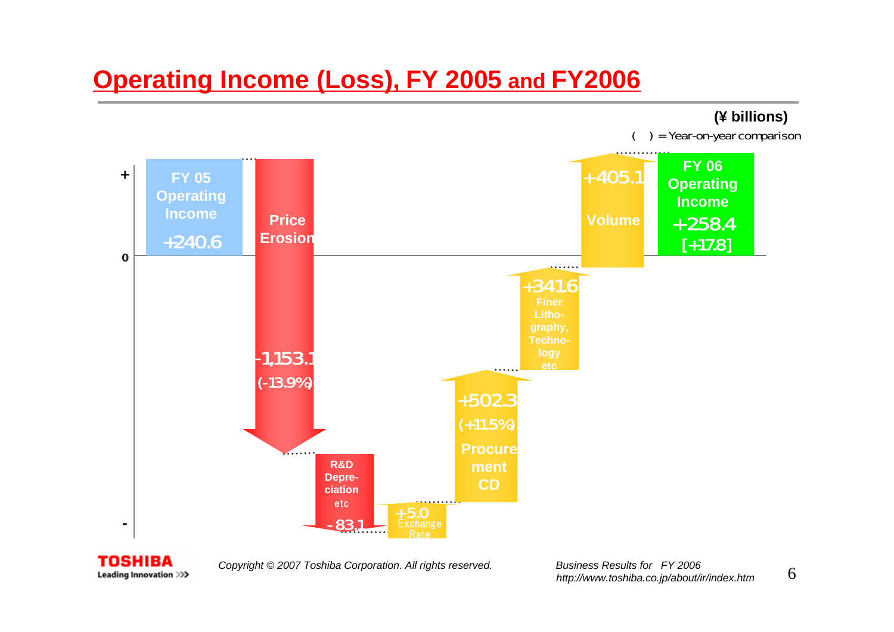# Operating Income (Loss), FY 2005 and FY2006

(¥ billions)

( ) = Year-on-year comparison

| Item | Amount |
|---|---|
| FY 05 Operating Income | +240.6 |
| Price Erosion | -1,153.1 (-13.9%) |
| R&D Depreciation etc | -83.1 |
| Exchange Rate | +5.0 |
| Procurement CD | +502.3 (+11.5%) |
| Finer Lithography, Technology etc | +341.6 |
| Volume | +405.1 |
| FY 06 Operating Income | +258.4 [+17.8] |

Copyright © 2007 Toshiba Corporation. All rights reserved.

Business Results for FY 2006
http://www.toshiba.co.jp/about/ir/index.htm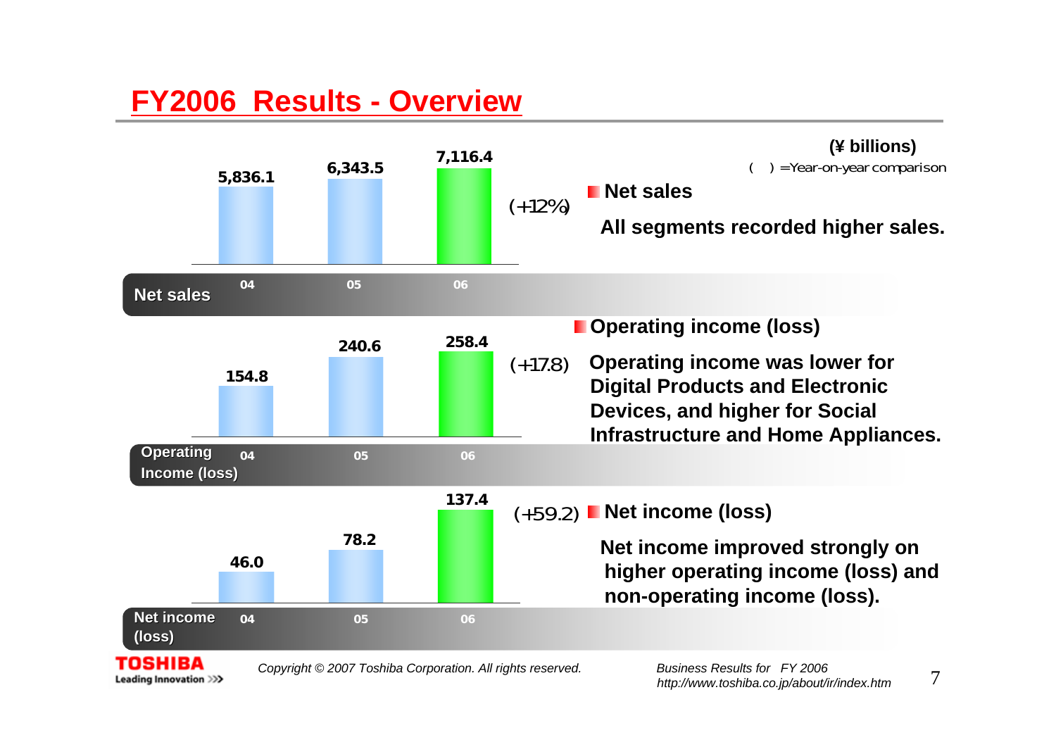# FY2006 Results - Overview

(¥ billions)

( ) =Year-on-year comparison

| | 04 | 05 | 06 | YoY |
|---|---|---|---|---|
| Net sales | 5,836.1 | 6,343.5 | 7,116.4 | (+12%) |
| Operating Income (loss) | 154.8 | 240.6 | 258.4 | (+17.8) |
| Net income (loss) | 46.0 | 78.2 | 137.4 | (+59.2) |

**■ Net sales**

**All segments recorded higher sales.**

**■ Operating income (loss)**

**Operating income was lower for Digital Products and Electronic Devices, and higher for Social Infrastructure and Home Appliances.**

**■ Net income (loss)**

**Net income improved strongly on higher operating income (loss) and non-operating income (loss).**

*Copyright © 2007 Toshiba Corporation. All rights reserved.*

*Business Results for FY 2006*
*http://www.toshiba.co.jp/about/ir/index.htm*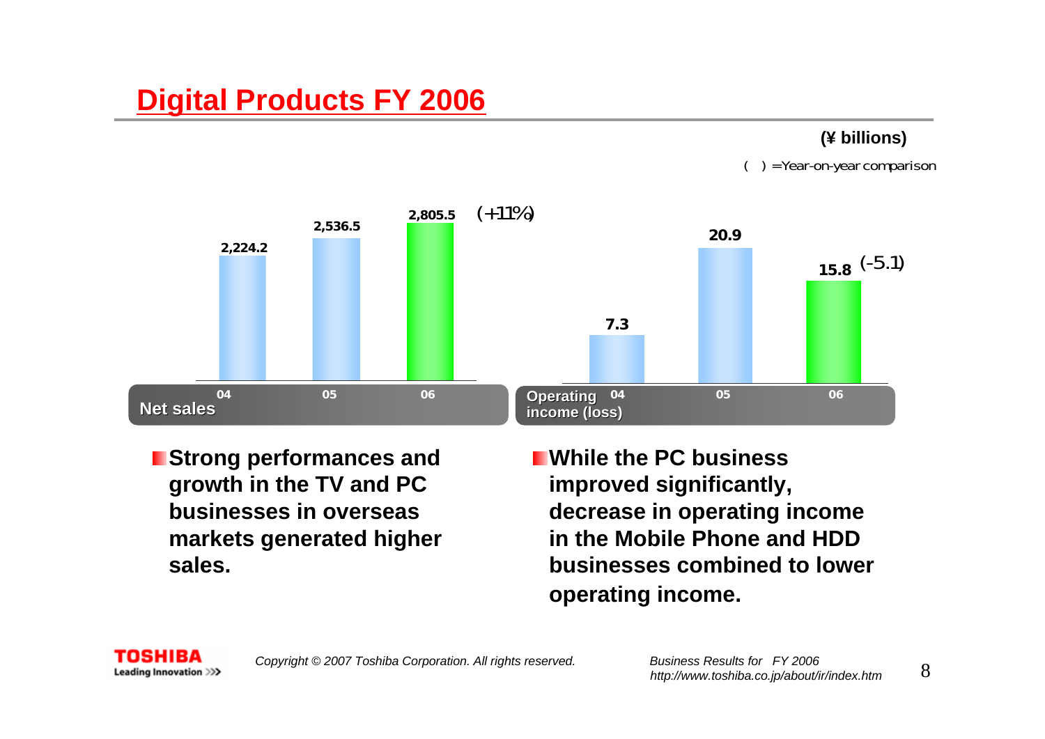# Digital Products FY 2006

(¥ billions)

( ) =Year-on-year comparison

| Net sales | 04 | 05 | 06 |
|---|---|---|---|
| | 2,224.2 | 2,536.5 | 2,805.5 (+11%) |

| Operating income (loss) | 04 | 05 | 06 |
|---|---|---|---|
| | 7.3 | 20.9 | 15.8 (-5.1) |

- **Strong performances and growth in the TV and PC businesses in overseas markets generated higher sales.**
- **While the PC business improved significantly, decrease in operating income in the Mobile Phone and HDD businesses combined to lower operating income.**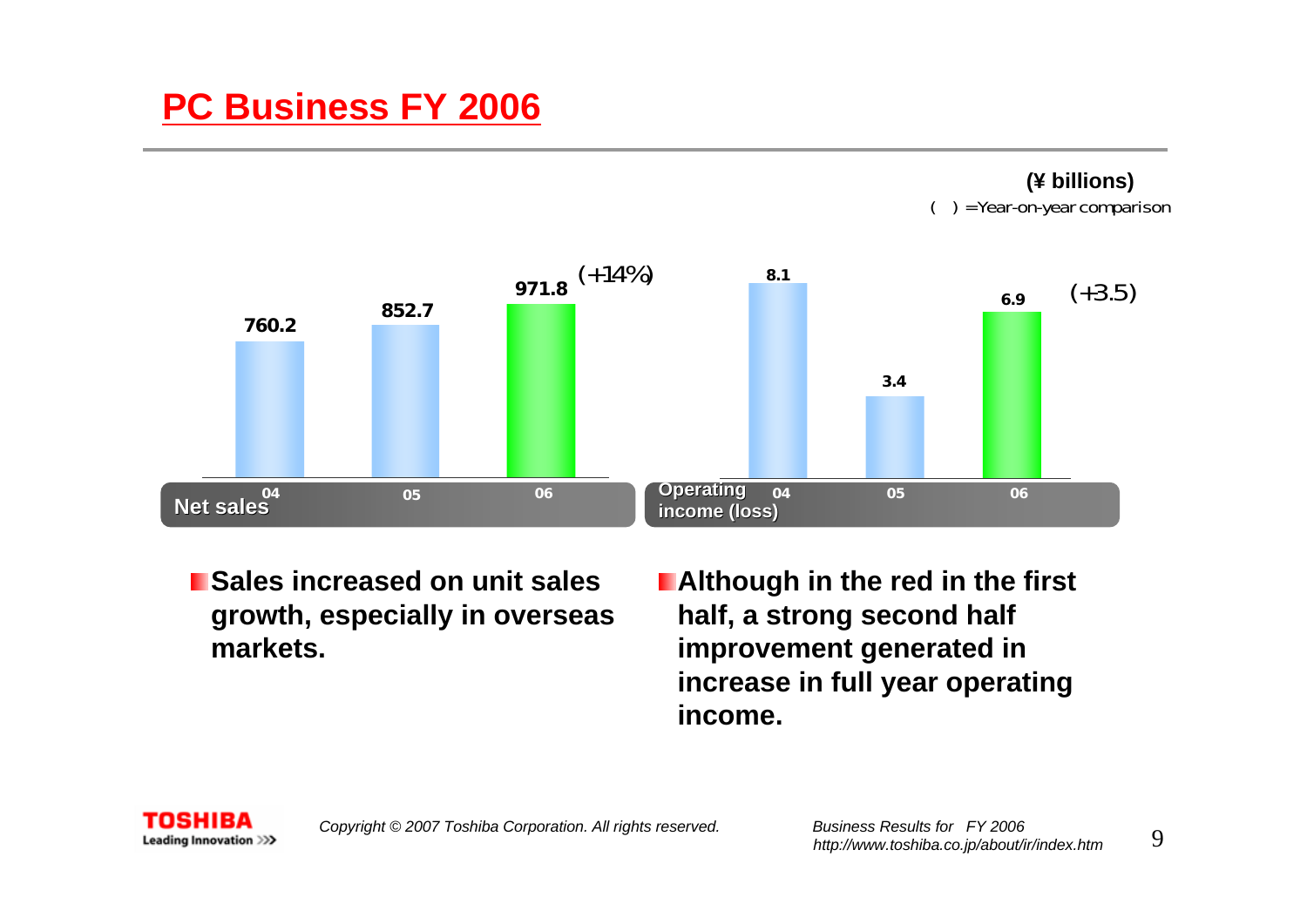# PC Business FY 2006

**(¥ billions)**

( ) =Year-on-year comparison

| Net sales | 04 | 05 | 06 |
|---|---|---|---|
| | 760.2 | 852.7 | 971.8 (+14%) |

| Operating income (loss) | 04 | 05 | 06 |
|---|---|---|---|
| | 8.1 | 3.4 | 6.9 (+3.5) |

- **Sales increased on unit sales growth, especially in overseas markets.**
- **Although in the red in the first half, a strong second half improvement generated in increase in full year operating income.**

*Copyright © 2007 Toshiba Corporation. All rights reserved.*

*Business Results for FY 2006*
*http://www.toshiba.co.jp/about/ir/index.htm*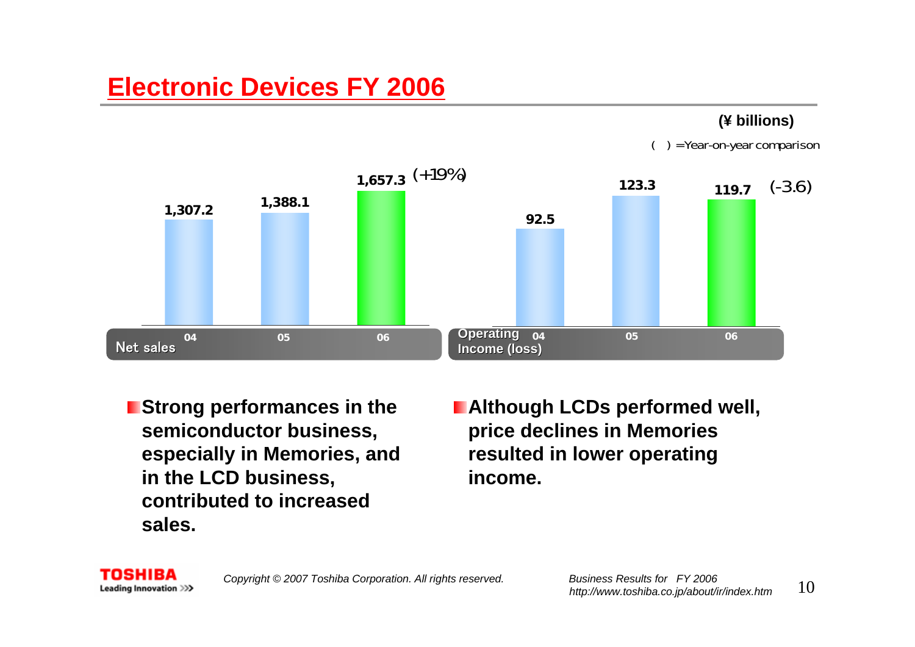# Electronic Devices FY 2006

(¥ billions)

( ) =Year-on-year comparison

| Net sales | 04 | 05 | 06 |
|---|---|---|---|
| | 1,307.2 | 1,388.1 | 1,657.3 (+19%) |

| Operating Income (loss) | 04 | 05 | 06 |
|---|---|---|---|
| | 92.5 | 123.3 | 119.7 (-3.6) |

- **Strong performances in the semiconductor business, especially in Memories, and in the LCD business, contributed to increased sales.**
- **Although LCDs performed well, price declines in Memories resulted in lower operating income.**

*Copyright © 2007 Toshiba Corporation. All rights reserved.*

*Business Results for FY 2006*
*http://www.toshiba.co.jp/about/ir/index.htm*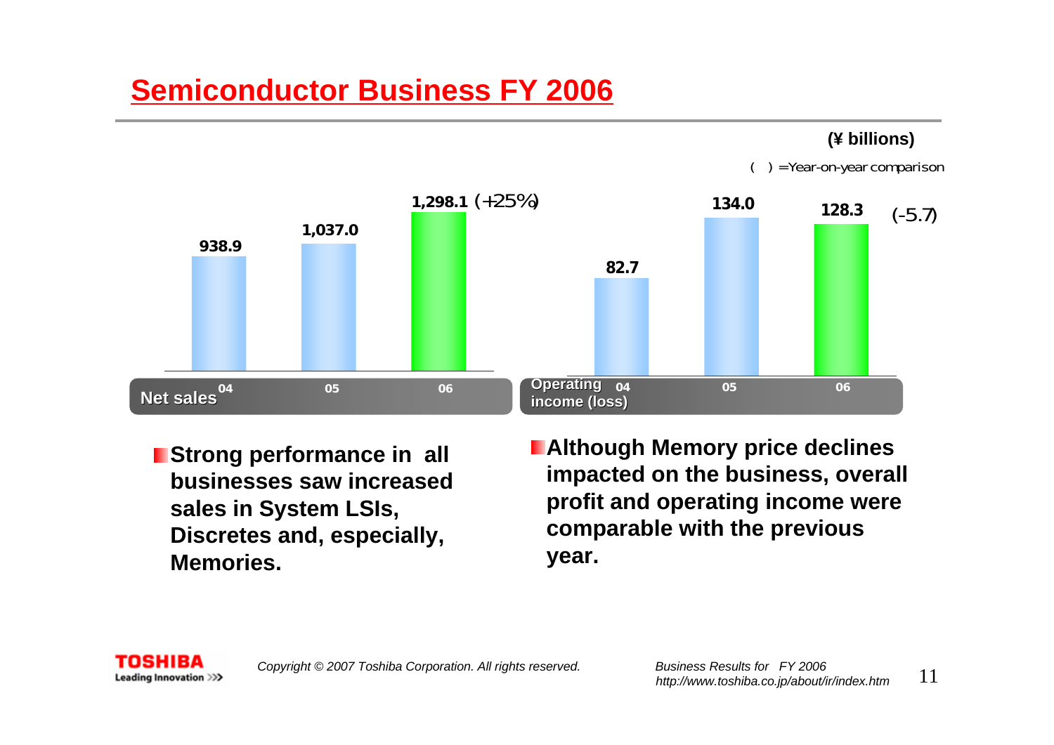# Semiconductor Business FY 2006

(¥ billions)

( ) =Year-on-year comparison

| Net sales | 04 | 05 | 06 |
|---|---|---|---|
| | 938.9 | 1,037.0 | 1,298.1 (+25%) |

| Operating income (loss) | 04 | 05 | 06 |
|---|---|---|---|
| | 82.7 | 134.0 | 128.3 (-5.7) |

- **Strong performance in all businesses saw increased sales in System LSIs, Discretes and, especially, Memories.**
- **Although Memory price declines impacted on the business, overall profit and operating income were comparable with the previous year.**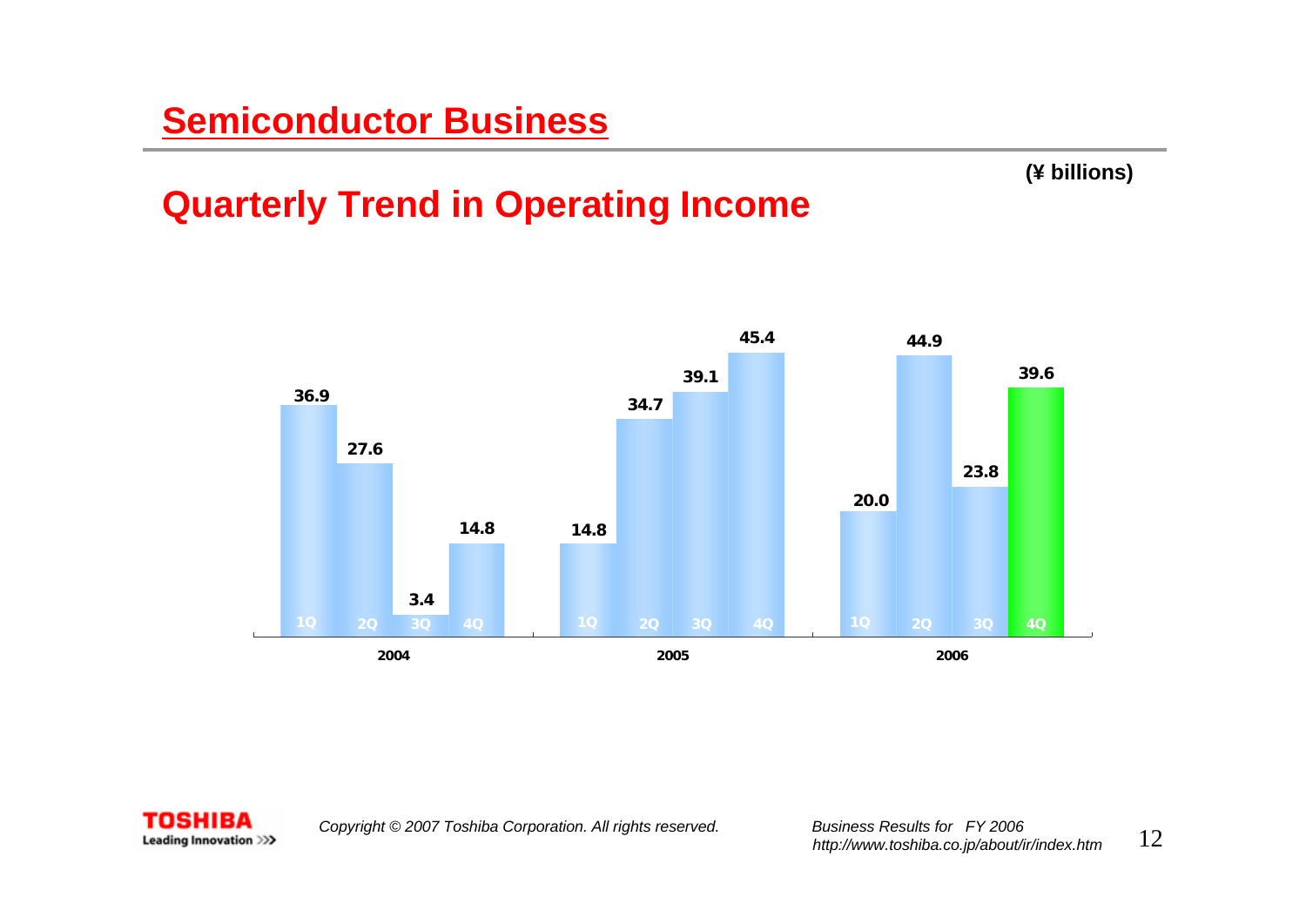# Semiconductor Business

## Quarterly Trend in Operating Income

(¥ billions)

| Year | 1Q | 2Q | 3Q | 4Q |
|---|---|---|---|---|
| 2004 | 36.9 | 27.6 | 3.4 | 14.8 |
| 2005 | 14.8 | 34.7 | 39.1 | 45.4 |
| 2006 | 20.0 | 44.9 | 23.8 | 39.6 |

Copyright © 2007 Toshiba Corporation. All rights reserved.

*Business Results for FY 2006*
*http://www.toshiba.co.jp/about/ir/index.htm*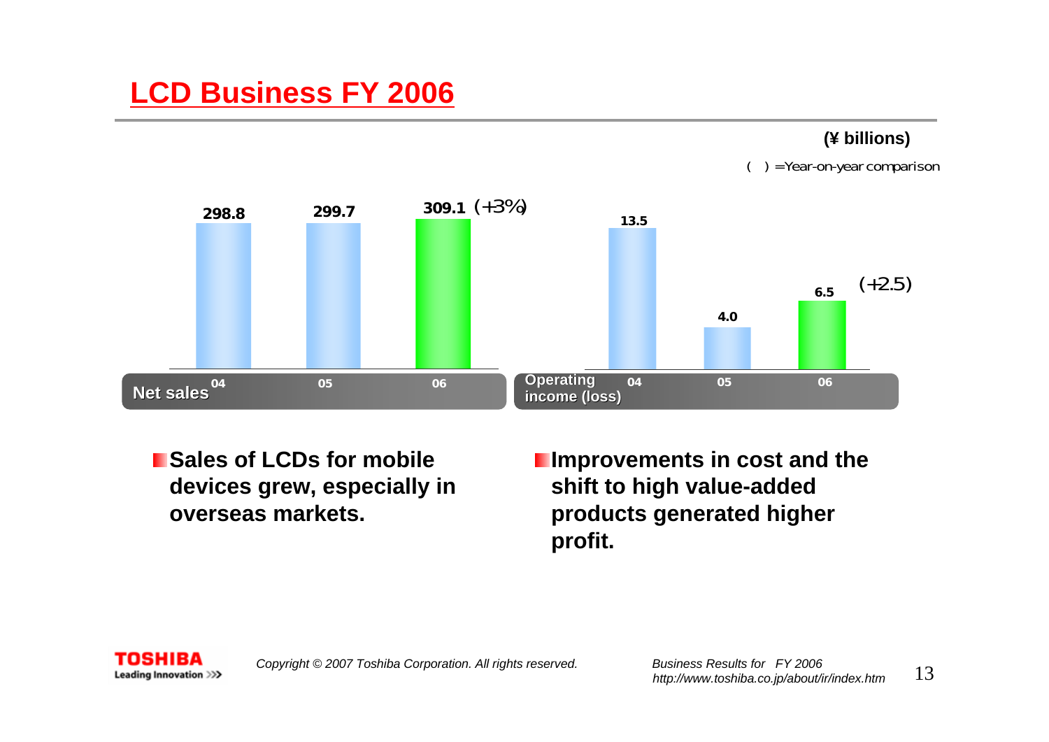# LCD Business FY 2006

(¥ billions)

( ) =Year-on-year comparison

| Net sales | 04 | 05 | 06 |
|---|---|---|---|
| | 298.8 | 299.7 | 309.1 (+3%) |

| Operating income (loss) | 04 | 05 | 06 |
|---|---|---|---|
| | 13.5 | 4.0 | 6.5 (+2.5) |

- **Sales of LCDs for mobile devices grew, especially in overseas markets.**
- **Improvements in cost and the shift to high value-added products generated higher profit.**

*Copyright © 2007 Toshiba Corporation. All rights reserved.*

*Business Results for FY 2006*
*http://www.toshiba.co.jp/about/ir/index.htm*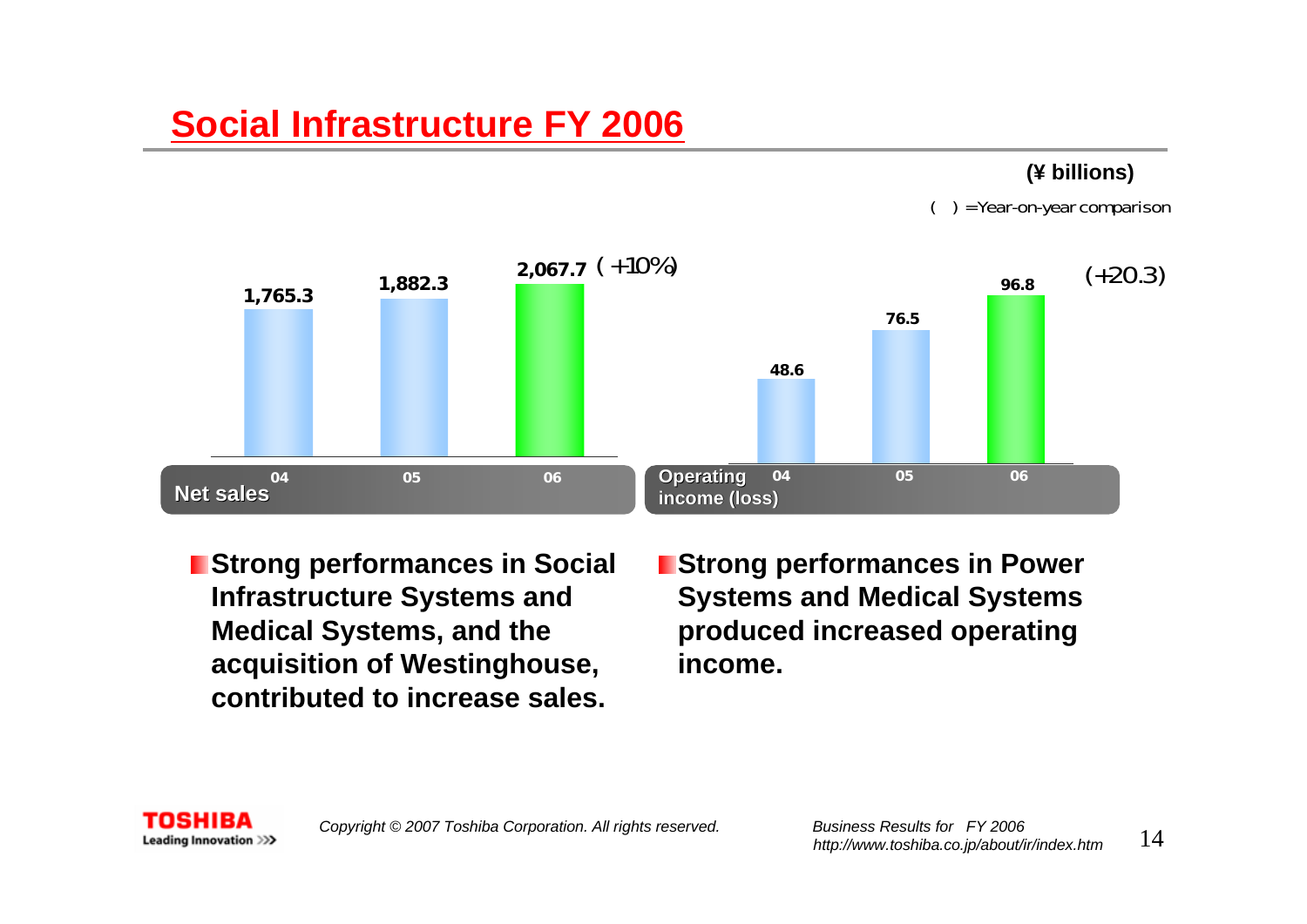# Social Infrastructure FY 2006

(¥ billions)

( ) =Year-on-year comparison

| Net sales | 04 | 05 | 06 |
|---|---|---|---|
| | 1,765.3 | 1,882.3 | 2,067.7 (+10%) |

| Operating income (loss) | 04 | 05 | 06 |
|---|---|---|---|
| | 48.6 | 76.5 | 96.8 (+20.3) |

- **Strong performances in Social Infrastructure Systems and Medical Systems, and the acquisition of Westinghouse, contributed to increase sales.**
- **Strong performances in Power Systems and Medical Systems produced increased operating income.**

*Copyright © 2007 Toshiba Corporation. All rights reserved.*

*Business Results for FY 2006*
*http://www.toshiba.co.jp/about/ir/index.htm*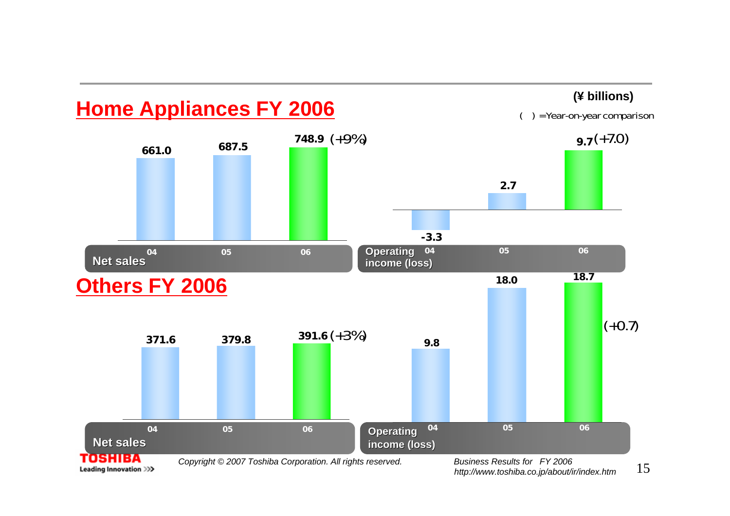# Home Appliances FY 2006

(¥ billions)

( ) =Year-on-year comparison

| Net sales | 04 | 05 | 06 |
|---|---|---|---|
| | 661.0 | 687.5 | 748.9 (+9%) |

| Operating income (loss) | 04 | 05 | 06 |
|---|---|---|---|
| | -3.3 | 2.7 | 9.7 (+7.0) |

# Others FY 2006

| Net sales | 04 | 05 | 06 |
|---|---|---|---|
| | 371.6 | 379.8 | 391.6 (+3%) |

| Operating income (loss) | 04 | 05 | 06 |
|---|---|---|---|
| | 9.8 | 18.0 | 18.7 (+0.7) |

*Copyright © 2007 Toshiba Corporation. All rights reserved.*

*Business Results for FY 2006*
*http://www.toshiba.co.jp/about/ir/index.htm*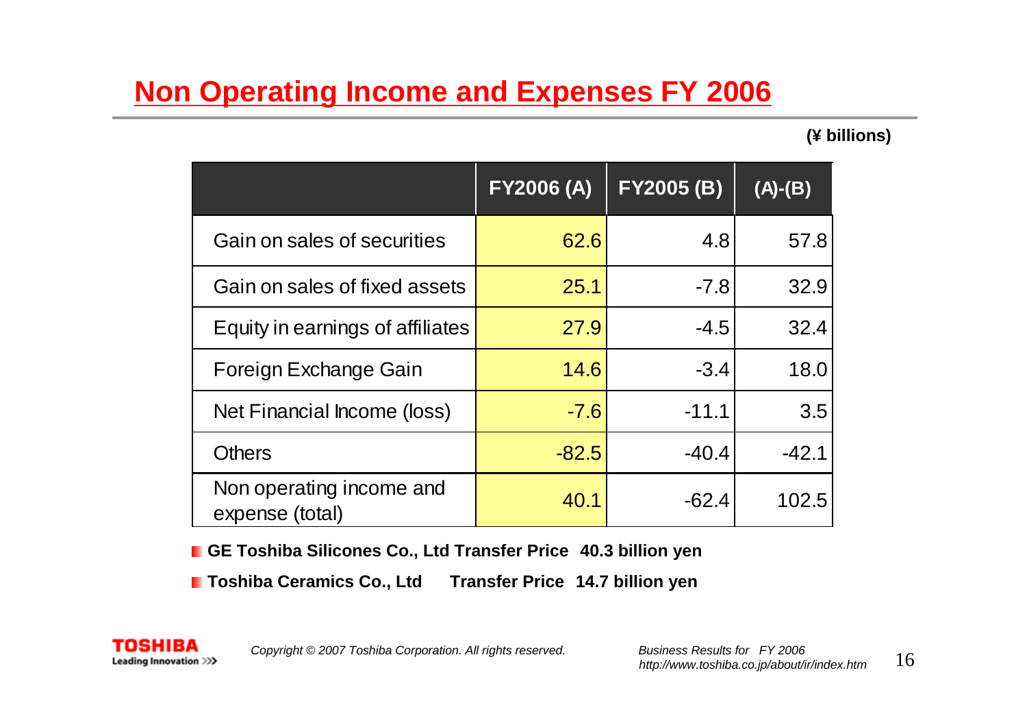# Non Operating Income and Expenses FY 2006

(¥ billions)

| | FY2006 (A) | FY2005 (B) | (A)-(B) |
|---|---|---|---|
| Gain on sales of securities | 62.6 | 4.8 | 57.8 |
| Gain on sales of fixed assets | 25.1 | -7.8 | 32.9 |
| Equity in earnings of affiliates | 27.9 | -4.5 | 32.4 |
| Foreign Exchange Gain | 14.6 | -3.4 | 18.0 |
| Net Financial Income (loss) | -7.6 | -11.1 | 3.5 |
| Others | -82.5 | -40.4 | -42.1 |
| Non operating income and expense (total) | 40.1 | -62.4 | 102.5 |

- **GE Toshiba Silicones Co., Ltd Transfer Price 40.3 billion yen**
- **Toshiba Ceramics Co., Ltd Transfer Price 14.7 billion yen**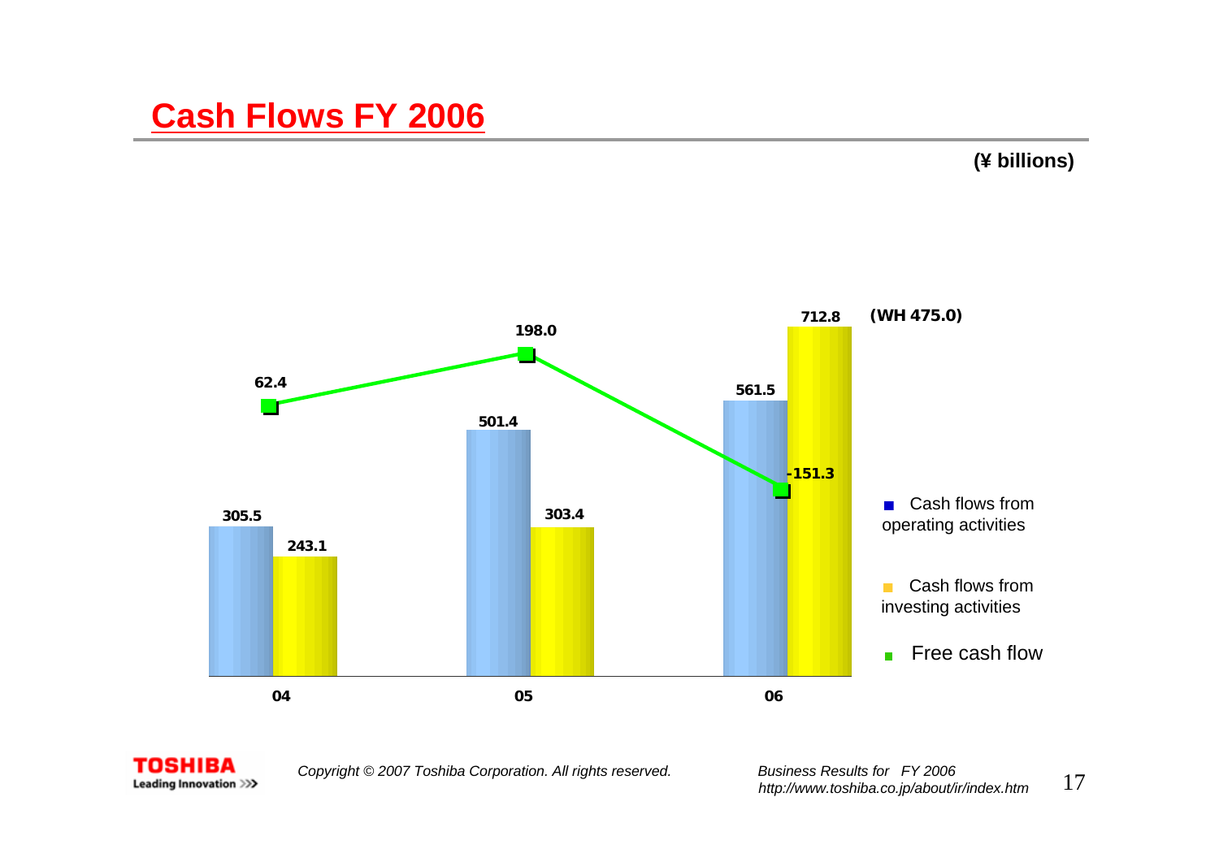# Cash Flows FY 2006

(¥ billions)

| | 04 | 05 | 06 |
|---|---|---|---|
| Cash flows from operating activities | 305.5 | 501.4 | 561.5 |
| Cash flows from investing activities | 243.1 | 303.4 | 712.8 (WH 475.0) |
| Free cash flow | 62.4 | 198.0 | -151.3 |

Copyright © 2007 Toshiba Corporation. All rights reserved.

*Business Results for FY 2006*
*http://www.toshiba.co.jp/about/ir/index.htm*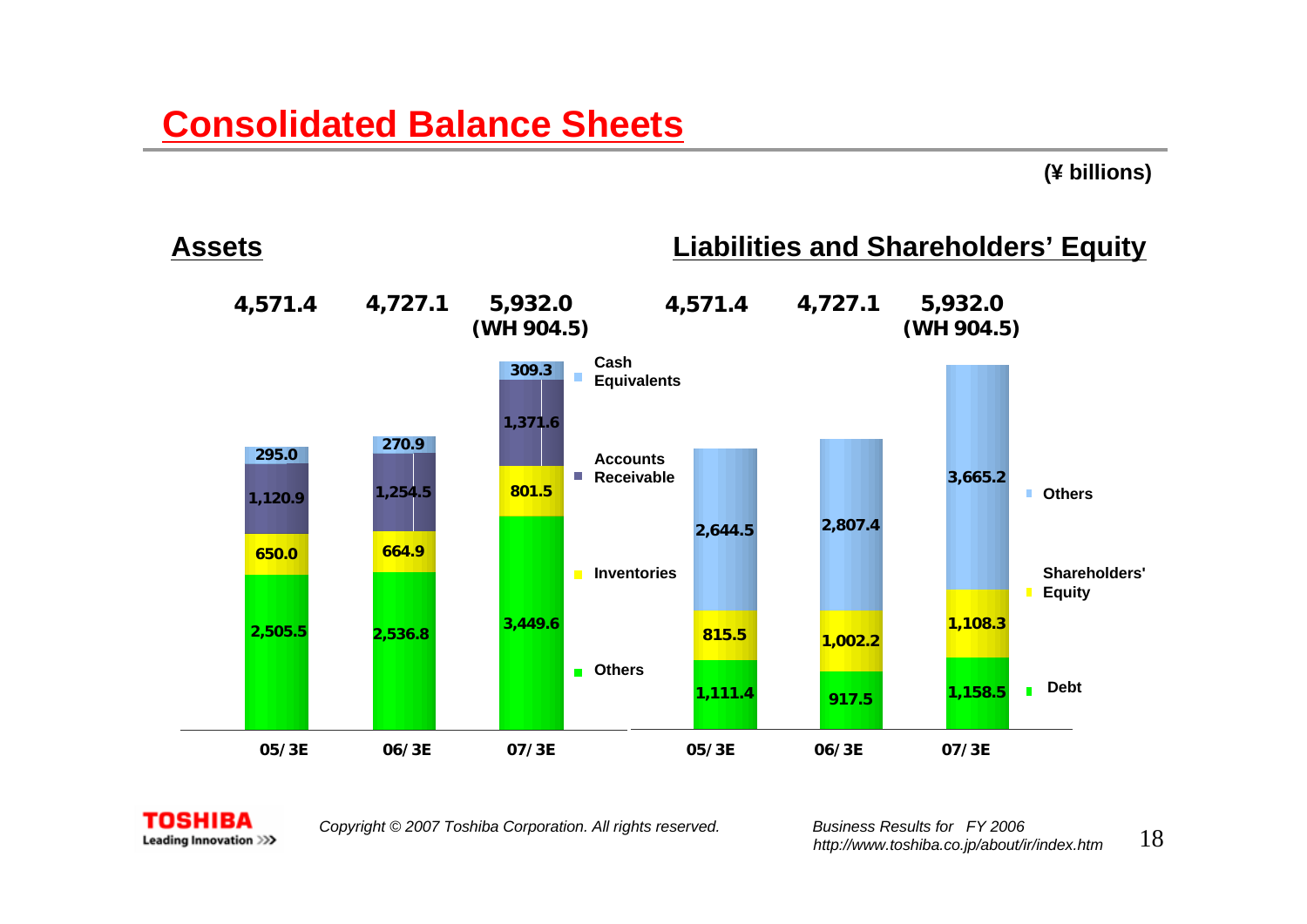# Consolidated Balance Sheets

(¥ billions)

## Assets

| | 05/3E | 06/3E | 07/3E |
|---|---|---|---|
| Total | 4,571.4 | 4,727.1 | 5,932.0 (WH 904.5) |
| Cash Equivalents | 295.0 | 270.9 | 309.3 |
| Accounts Receivable | 1,120.9 | 1,254.5 | 1,371.6 |
| Inventories | 650.0 | 664.9 | 801.5 |
| Others | 2,505.5 | 2,536.8 | 3,449.6 |

## Liabilities and Shareholders' Equity

| | 05/3E | 06/3E | 07/3E |
|---|---|---|---|
| Total | 4,571.4 | 4,727.1 | 5,932.0 (WH 904.5) |
| Others | 2,644.5 | 2,807.4 | 3,665.2 |
| Shareholders' Equity | 815.5 | 1,002.2 | 1,108.3 |
| Debt | 1,111.4 | 917.5 | 1,158.5 |

*Copyright © 2007 Toshiba Corporation. All rights reserved.*

*Business Results for FY 2006*
*http://www.toshiba.co.jp/about/ir/index.htm*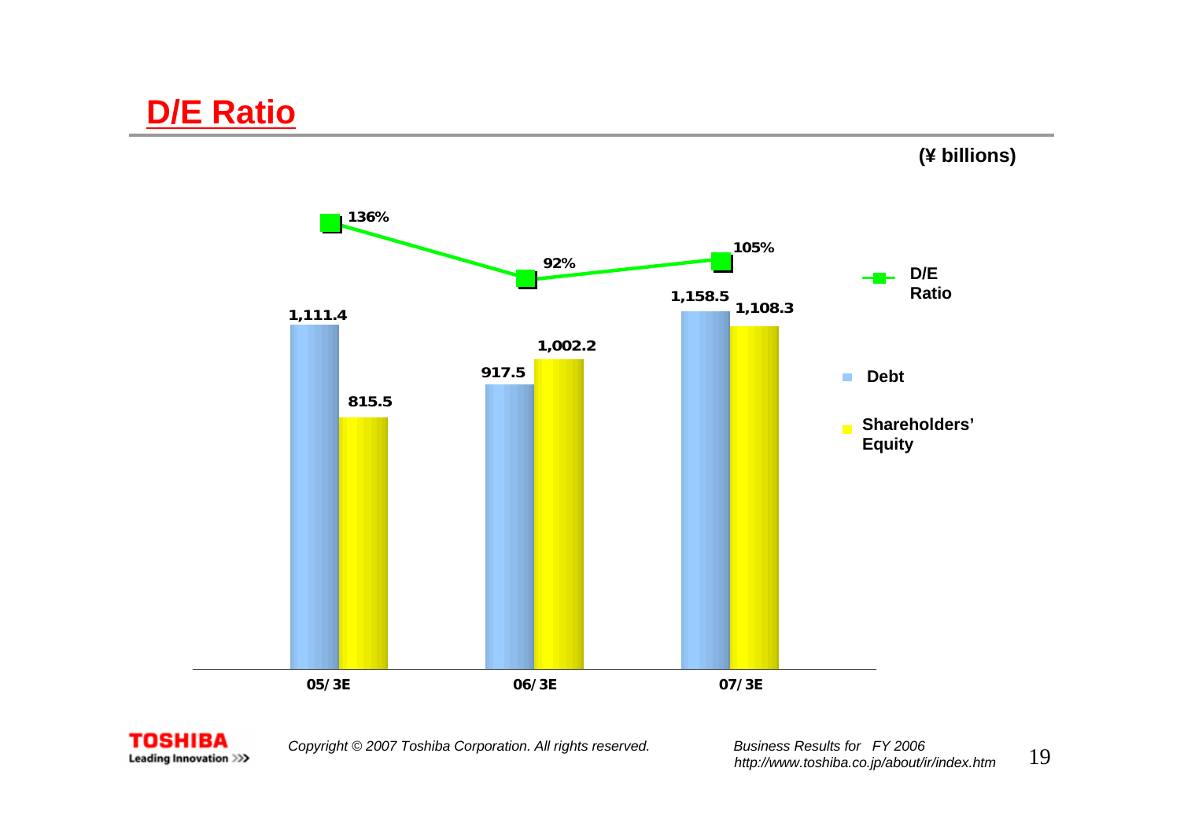# D/E Ratio

(¥ billions)

|  | 05/3E | 06/3E | 07/3E |
|---|---|---|---|
| Debt | 1,111.4 | 917.5 | 1,158.5 |
| Shareholders' Equity | 815.5 | 1,002.2 | 1,108.3 |
| D/E Ratio | 136% | 92% | 105% |

*Copyright © 2007 Toshiba Corporation. All rights reserved.*

*Business Results for FY 2006*
*http://www.toshiba.co.jp/about/ir/index.htm*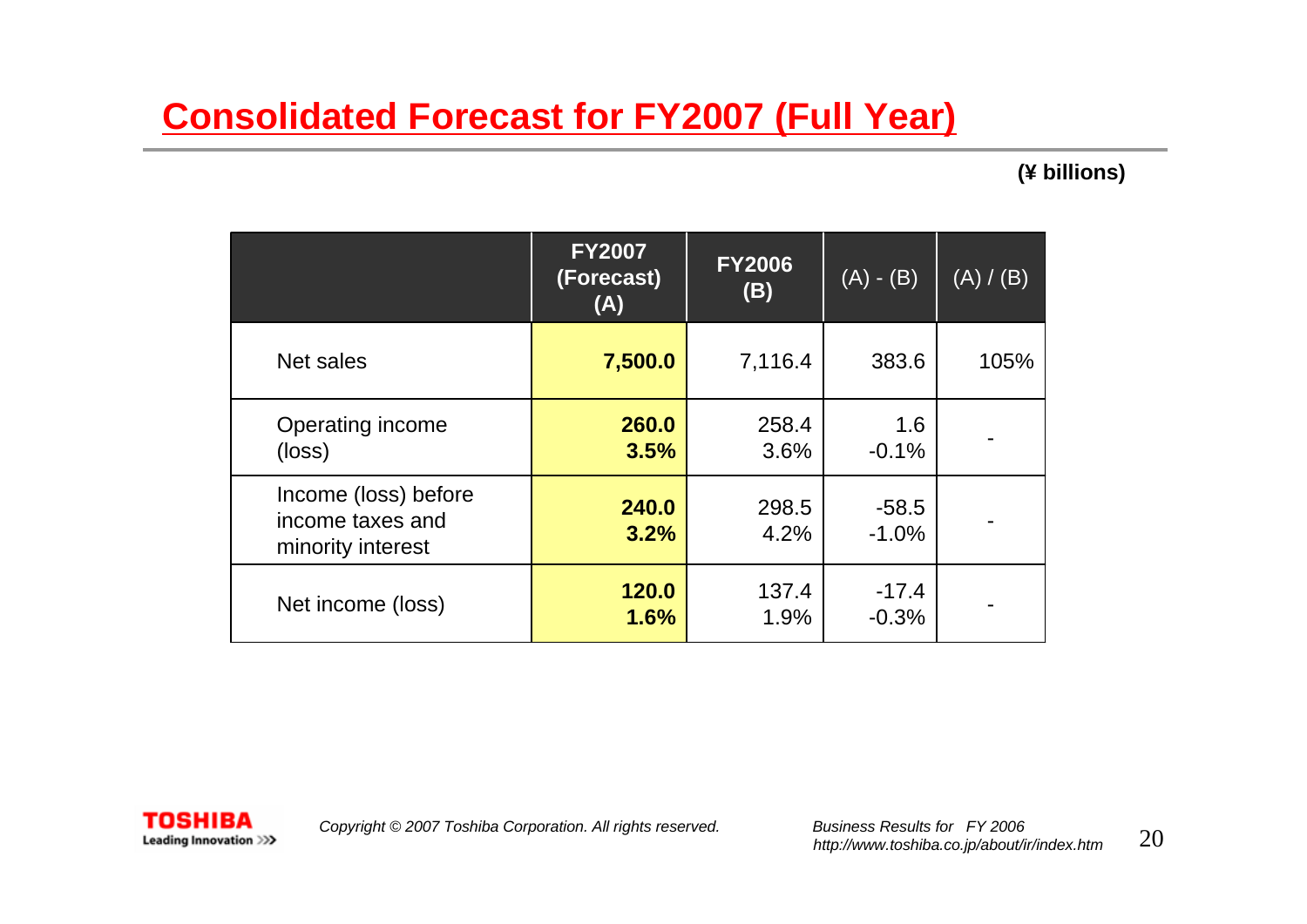# Consolidated Forecast for FY2007 (Full Year)

**(¥ billions)**

| | **FY2007 (Forecast) (A)** | **FY2006 (B)** | (A) - (B) | (A) / (B) |
|---|---|---|---|---|
| Net sales | **7,500.0** | 7,116.4 | 383.6 | 105% |
| Operating income (loss) | **260.0**<br>**3.5%** | 258.4<br>3.6% | 1.6<br>-0.1% | - |
| Income (loss) before income taxes and minority interest | **240.0**<br>**3.2%** | 298.5<br>4.2% | -58.5<br>-1.0% | - |
| Net income (loss) | **120.0**<br>**1.6%** | 137.4<br>1.9% | -17.4<br>-0.3% | - |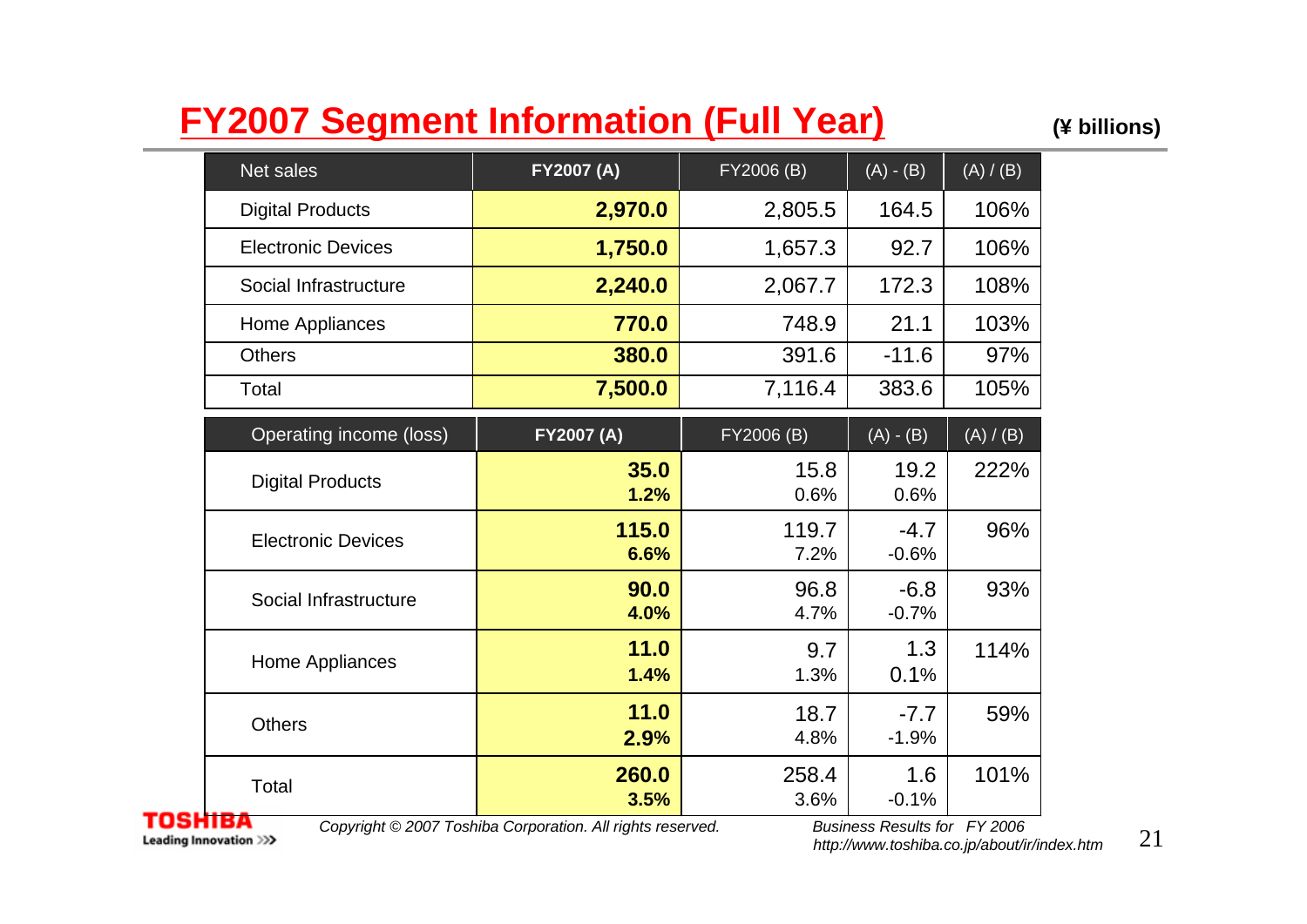# FY2007 Segment Information (Full Year)

(¥ billions)

| Net sales | FY2007 (A) | FY2006 (B) | (A) - (B) | (A) / (B) |
|---|---|---|---|---|
| Digital Products | **2,970.0** | 2,805.5 | 164.5 | 106% |
| Electronic Devices | **1,750.0** | 1,657.3 | 92.7 | 106% |
| Social Infrastructure | **2,240.0** | 2,067.7 | 172.3 | 108% |
| Home Appliances | **770.0** | 748.9 | 21.1 | 103% |
| Others | **380.0** | 391.6 | -11.6 | 97% |
| Total | **7,500.0** | 7,116.4 | 383.6 | 105% |

| Operating income (loss) | FY2007 (A) | FY2006 (B) | (A) - (B) | (A) / (B) |
|---|---|---|---|---|
| Digital Products | **35.0**<br>**1.2%** | 15.8<br>0.6% | 19.2<br>0.6% | 222% |
| Electronic Devices | **115.0**<br>**6.6%** | 119.7<br>7.2% | -4.7<br>-0.6% | 96% |
| Social Infrastructure | **90.0**<br>**4.0%** | 96.8<br>4.7% | -6.8<br>-0.7% | 93% |
| Home Appliances | **11.0**<br>**1.4%** | 9.7<br>1.3% | 1.3<br>0.1% | 114% |
| Others | **11.0**<br>**2.9%** | 18.7<br>4.8% | -7.7<br>-1.9% | 59% |
| Total | **260.0**<br>**3.5%** | 258.4<br>3.6% | 1.6<br>-0.1% | 101% |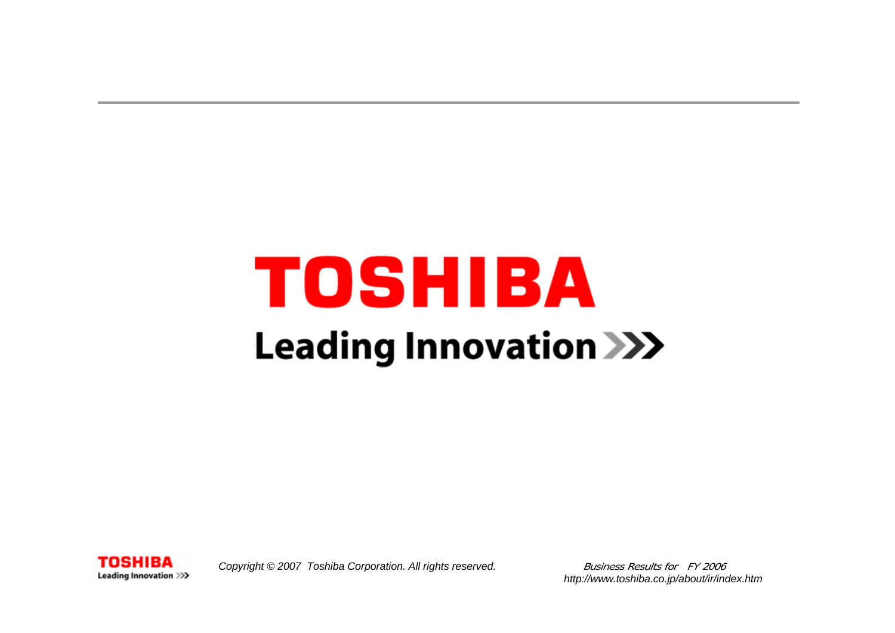# TOSHIBA

**Leading Innovation >>>**